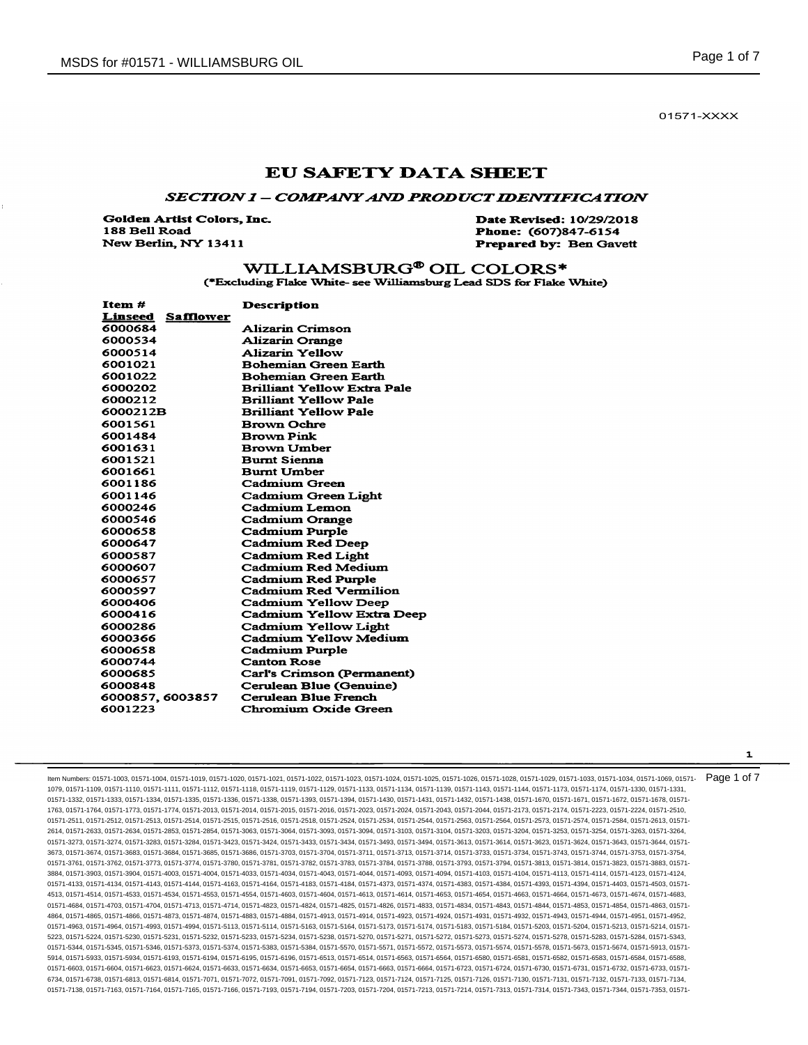01571-XXXX

# EU SAFETY DATA SHEET

## *SECTION 1 – COMPANY AND PRODUCT IDENTIFICATION*

**Golden Artist Colors, Inc.**
**188 Bell Road**
**New Berlin, NY 13411**

**Date Revised: 10/29/2018**
**Phone: (607)847-6154**
**Prepared by: Ben Gavett**

## WILLIAMSBURG® OIL COLORS*

**(*Excluding Flake White- see Williamsburg Lead SDS for Flake White)**

| Item # | | Description |
|---|---|---|
| **Linseed** | **Safflower** | |
| 6000684 | | Alizarin Crimson |
| 6000534 | | Alizarin Orange |
| 6000514 | | Alizarin Yellow |
| 6001021 | | Bohemian Green Earth |
| 6001022 | | Bohemian Green Earth |
| 6000202 | | Brilliant Yellow Extra Pale |
| 6000212 | | Brilliant Yellow Pale |
| 6000212B | | Brilliant Yellow Pale |
| 6001561 | | Brown Ochre |
| 6001484 | | Brown Pink |
| 6001631 | | Brown Umber |
| 6001521 | | Burnt Sienna |
| 6001661 | | Burnt Umber |
| 6001186 | | Cadmium Green |
| 6001146 | | Cadmium Green Light |
| 6000246 | | Cadmium Lemon |
| 6000546 | | Cadmium Orange |
| 6000658 | | Cadmium Purple |
| 6000647 | | Cadmium Red Deep |
| 6000587 | | Cadmium Red Light |
| 6000607 | | Cadmium Red Medium |
| 6000657 | | Cadmium Red Purple |
| 6000597 | | Cadmium Red Vermilion |
| 6000406 | | Cadmium Yellow Deep |
| 6000416 | | Cadmium Yellow Extra Deep |
| 6000286 | | Cadmium Yellow Light |
| 6000366 | | Cadmium Yellow Medium |
| 6000658 | | Cadmium Purple |
| 6000744 | | Canton Rose |
| 6000685 | | Carl's Crimson (Permanent) |
| 6000848 | | Cerulean Blue (Genuine) |
| 6000857, 6003857 | | Cerulean Blue French |
| 6001223 | | Chromium Oxide Green |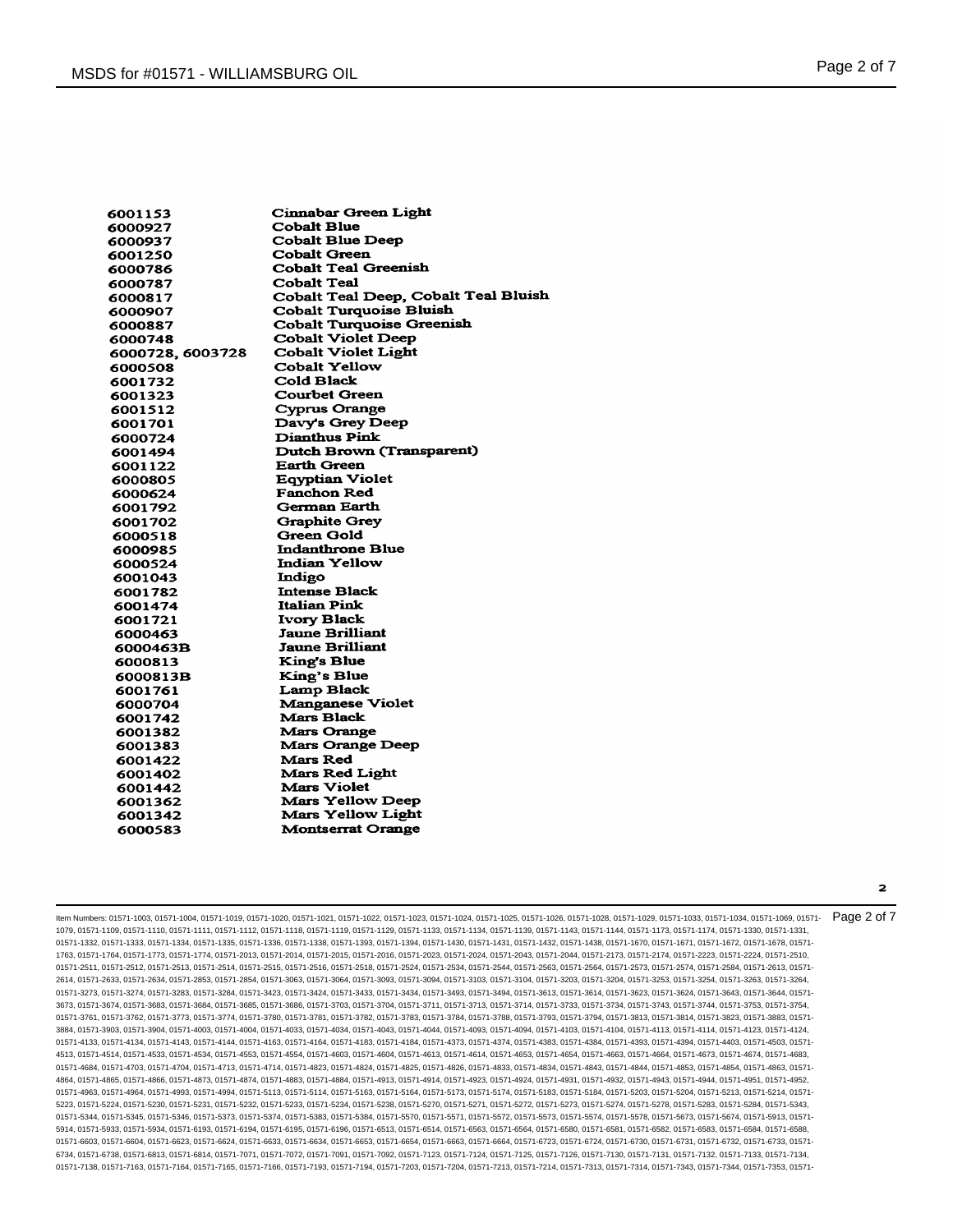| | |
|---|---|
| 6001153 | Cinnabar Green Light |
| 6000927 | Cobalt Blue |
| 6000937 | Cobalt Blue Deep |
| 6001250 | Cobalt Green |
| 6000786 | Cobalt Teal Greenish |
| 6000787 | Cobalt Teal |
| 6000817 | Cobalt Teal Deep, Cobalt Teal Bluish |
| 6000907 | Cobalt Turquoise Bluish |
| 6000887 | Cobalt Turquoise Greenish |
| 6000748 | Cobalt Violet Deep |
| 6000728, 6003728 | Cobalt Violet Light |
| 6000508 | Cobalt Yellow |
| 6001732 | Cold Black |
| 6001323 | Courbet Green |
| 6001512 | Cyprus Orange |
| 6001701 | Davy's Grey Deep |
| 6000724 | Dianthus Pink |
| 6001494 | Dutch Brown (Transparent) |
| 6001122 | Earth Green |
| 6000805 | Egyptian Violet |
| 6000624 | Fanchon Red |
| 6001792 | German Earth |
| 6001702 | Graphite Grey |
| 6000518 | Green Gold |
| 6000985 | Indanthrone Blue |
| 6000524 | Indian Yellow |
| 6001043 | Indigo |
| 6001782 | Intense Black |
| 6001474 | Italian Pink |
| 6001721 | Ivory Black |
| 6000463 | Jaune Brilliant |
| 6000463B | Jaune Brilliant |
| 6000813 | King's Blue |
| 6000813B | King's Blue |
| 6001761 | Lamp Black |
| 6000704 | Manganese Violet |
| 6001742 | Mars Black |
| 6001382 | Mars Orange |
| 6001383 | Mars Orange Deep |
| 6001422 | Mars Red |
| 6001402 | Mars Red Light |
| 6001442 | Mars Violet |
| 6001362 | Mars Yellow Deep |
| 6001342 | Mars Yellow Light |
| 6000583 | Montserrat Orange |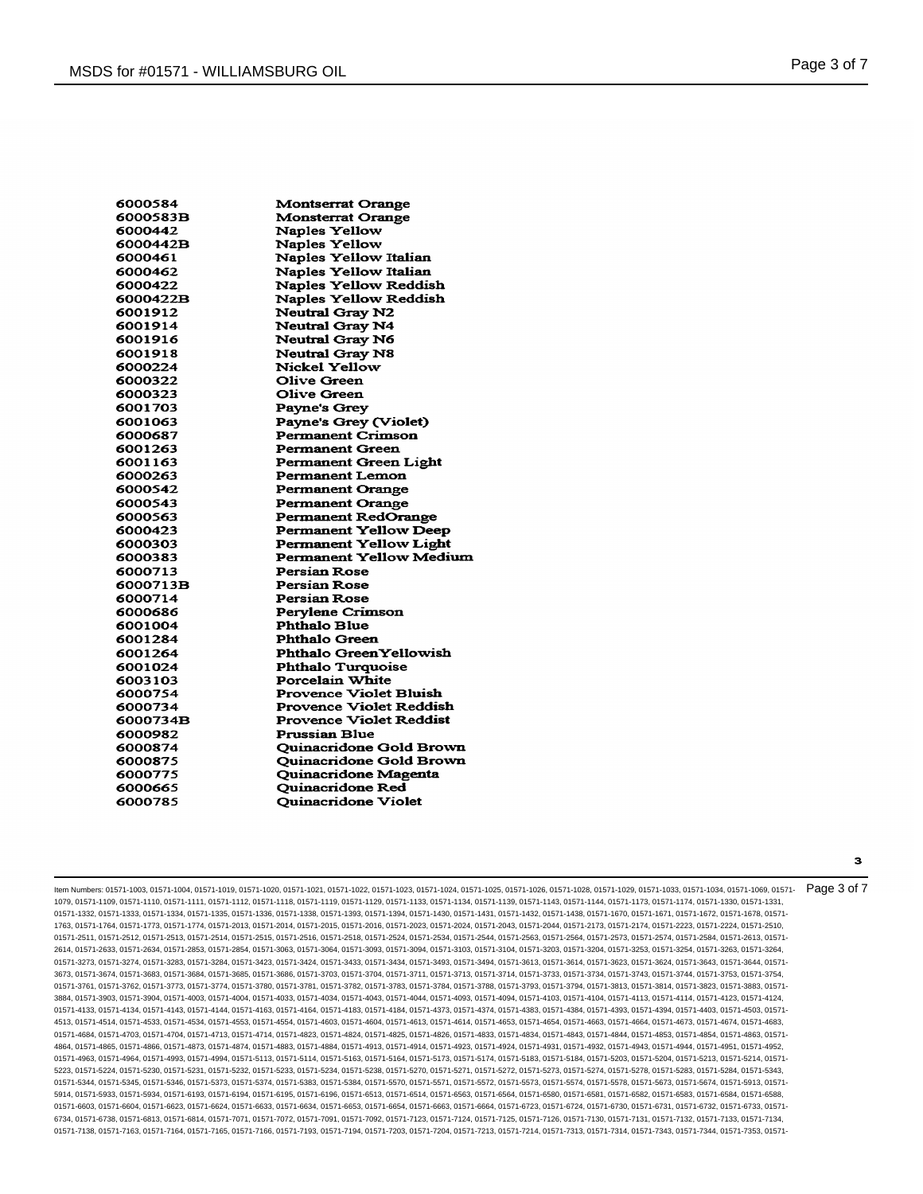| | |
|---|---|
| 6000584 | Montserrat Orange |
| 6000583B | Monsterrat Orange |
| 6000442 | Naples Yellow |
| 6000442B | Naples Yellow |
| 6000461 | Naples Yellow Italian |
| 6000462 | Naples Yellow Italian |
| 6000422 | Naples Yellow Reddish |
| 6000422B | Naples Yellow Reddish |
| 6001912 | Neutral Gray N2 |
| 6001914 | Neutral Gray N4 |
| 6001916 | Neutral Gray N6 |
| 6001918 | Neutral Gray N8 |
| 6000224 | Nickel Yellow |
| 6000322 | Olive Green |
| 6000323 | Olive Green |
| 6001703 | Payne's Grey |
| 6001063 | Payne's Grey (Violet) |
| 6000687 | Permanent Crimson |
| 6001263 | Permanent Green |
| 6001163 | Permanent Green Light |
| 6000263 | Permanent Lemon |
| 6000542 | Permanent Orange |
| 6000543 | Permanent Orange |
| 6000563 | Permanent RedOrange |
| 6000423 | Permanent Yellow Deep |
| 6000303 | Permanent Yellow Light |
| 6000383 | Permanent Yellow Medium |
| 6000713 | Persian Rose |
| 6000713B | Persian Rose |
| 6000714 | Persian Rose |
| 6000686 | Perylene Crimson |
| 6001004 | Phthalo Blue |
| 6001284 | Phthalo Green |
| 6001264 | Phthalo GreenYellowish |
| 6001024 | Phthalo Turquoise |
| 6003103 | Porcelain White |
| 6000754 | Provence Violet Bluish |
| 6000734 | Provence Violet Reddish |
| 6000734B | Provence Violet Reddist |
| 6000982 | Prussian Blue |
| 6000874 | Quinacridone Gold Brown |
| 6000875 | Quinacridone Gold Brown |
| 6000775 | Quinacridone Magenta |
| 6000665 | Quinacridone Red |
| 6000785 | Quinacridone Violet |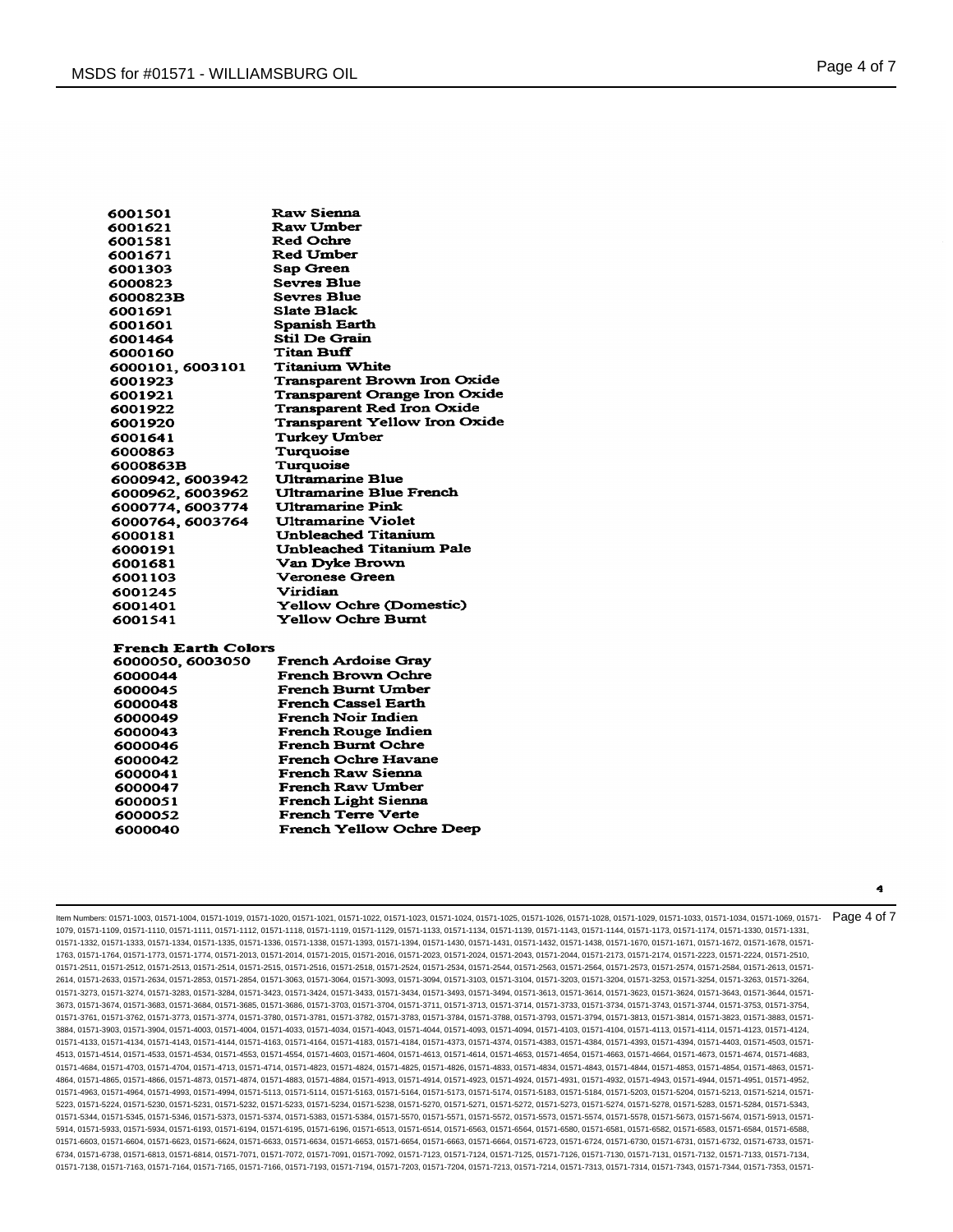| | |
|---|---|
| 6001501 | Raw Sienna |
| 6001621 | Raw Umber |
| 6001581 | Red Ochre |
| 6001671 | Red Umber |
| 6001303 | Sap Green |
| 6000823 | Sevres Blue |
| 6000823B | Sevres Blue |
| 6001691 | Slate Black |
| 6001601 | Spanish Earth |
| 6001464 | Stil De Grain |
| 6000160 | Titan Buff |
| 6000101, 6003101 | Titanium White |
| 6001923 | Transparent Brown Iron Oxide |
| 6001921 | Transparent Orange Iron Oxide |
| 6001922 | Transparent Red Iron Oxide |
| 6001920 | Transparent Yellow Iron Oxide |
| 6001641 | Turkey Umber |
| 6000863 | Turquoise |
| 6000863B | Turquoise |
| 6000942, 6003942 | Ultramarine Blue |
| 6000962, 6003962 | Ultramarine Blue French |
| 6000774, 6003774 | Ultramarine Pink |
| 6000764, 6003764 | Ultramarine Violet |
| 6000181 | Unbleached Titanium |
| 6000191 | Unbleached Titanium Pale |
| 6001681 | Van Dyke Brown |
| 6001103 | Veronese Green |
| 6001245 | Viridian |
| 6001401 | Yellow Ochre (Domestic) |
| 6001541 | Yellow Ochre Burnt |

**French Earth Colors**

| | |
|---|---|
| 6000050, 6003050 | French Ardoise Gray |
| 6000044 | French Brown Ochre |
| 6000045 | French Burnt Umber |
| 6000048 | French Cassel Earth |
| 6000049 | French Noir Indien |
| 6000043 | French Rouge Indien |
| 6000046 | French Burnt Ochre |
| 6000042 | French Ochre Havane |
| 6000041 | French Raw Sienna |
| 6000047 | French Raw Umber |
| 6000051 | French Light Sienna |
| 6000052 | French Terre Verte |
| 6000040 | French Yellow Ochre Deep |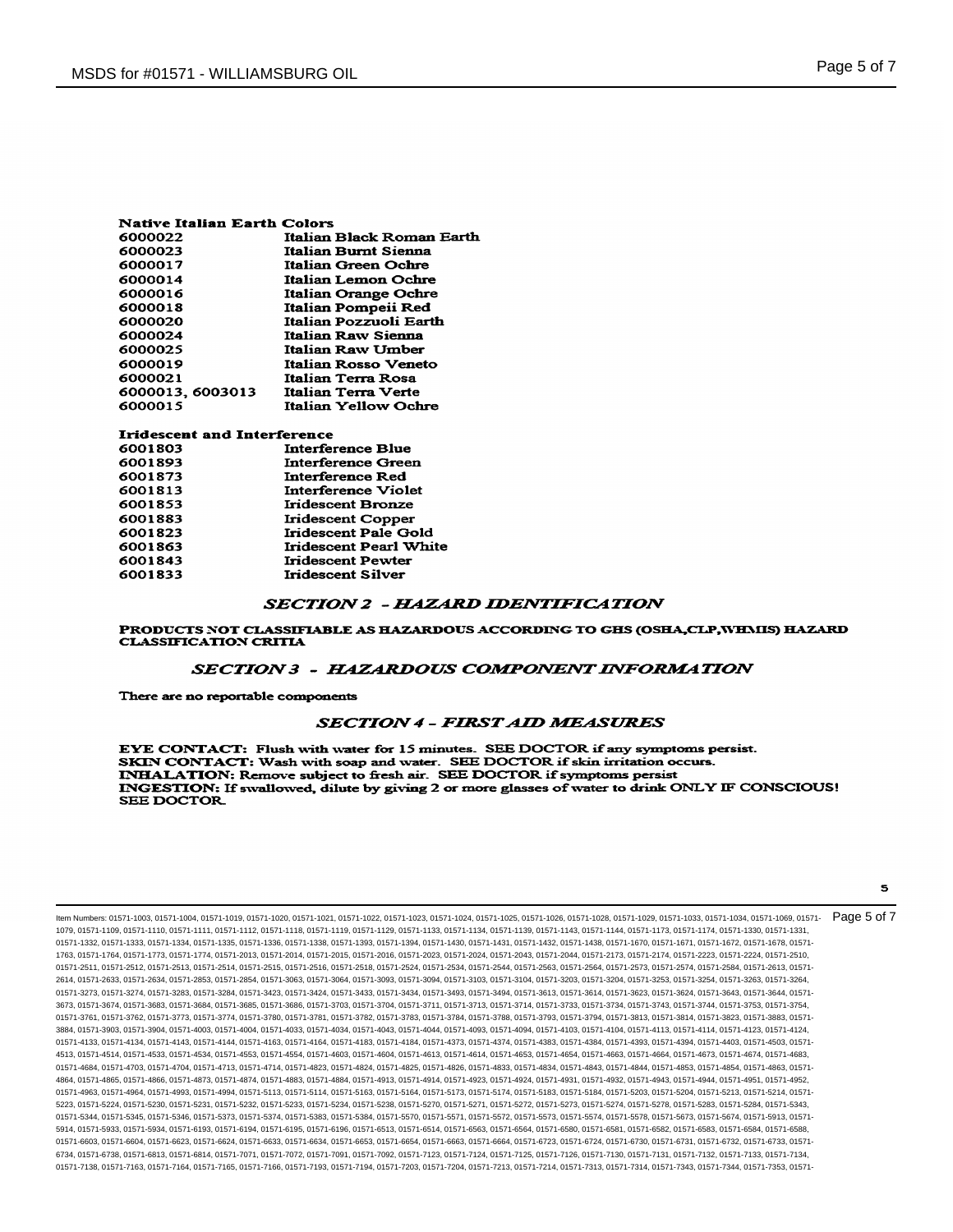**Native Italian Earth Colors**

| | |
|---|---|
| 6000022 | Italian Black Roman Earth |
| 6000023 | Italian Burnt Sienna |
| 6000017 | Italian Green Ochre |
| 6000014 | Italian Lemon Ochre |
| 6000016 | Italian Orange Ochre |
| 6000018 | Italian Pompeii Red |
| 6000020 | Italian Pozzuoli Earth |
| 6000024 | Italian Raw Sienna |
| 6000025 | Italian Raw Umber |
| 6000019 | Italian Rosso Veneto |
| 6000021 | Italian Terra Rosa |
| 6000013, 6003013 | Italian Terra Verte |
| 6000015 | Italian Yellow Ochre |

**Iridescent and Interference**

| | |
|---|---|
| 6001803 | Interference Blue |
| 6001893 | Interference Green |
| 6001873 | Interference Red |
| 6001813 | Interference Violet |
| 6001853 | Iridescent Bronze |
| 6001883 | Iridescent Copper |
| 6001823 | Iridescent Pale Gold |
| 6001863 | Iridescent Pearl White |
| 6001843 | Iridescent Pewter |
| 6001833 | Iridescent Silver |

## *SECTION 2 - HAZARD IDENTIFICATION*

**PRODUCTS NOT CLASSIFIABLE AS HAZARDOUS ACCORDING TO GHS (OSHA,CLP,WHMIS) HAZARD CLASSIFICATION CRITIA**

## *SECTION 3 - HAZARDOUS COMPONENT INFORMATION*

There are no reportable components

## *SECTION 4 - FIRST AID MEASURES*

**EYE CONTACT:** Flush with water for 15 minutes. SEE DOCTOR if any symptoms persist.
**SKIN CONTACT:** Wash with soap and water. SEE DOCTOR if skin irritation occurs.
**INHALATION:** Remove subject to fresh air. SEE DOCTOR if symptoms persist
**INGESTION:** If swallowed, dilute by giving 2 or more glasses of water to drink ONLY IF CONSCIOUS! SEE DOCTOR.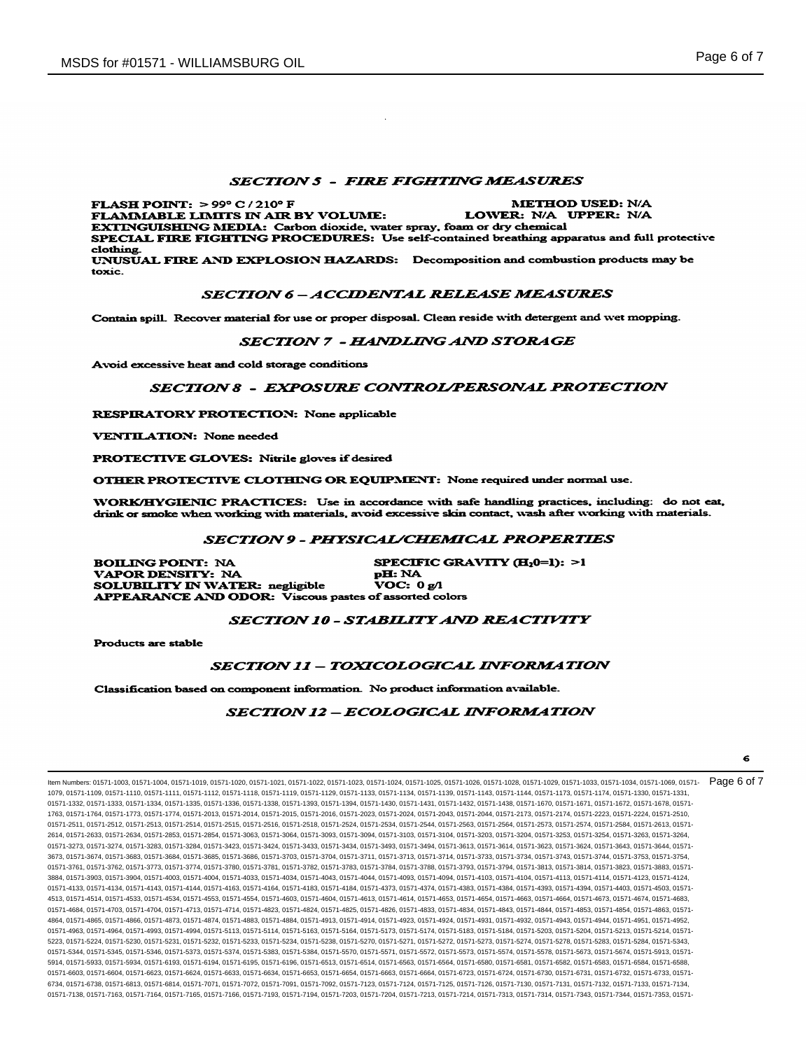## *SECTION 5 - FIRE FIGHTING MEASURES*

**FLASH POINT:** > 99° C / 210° F **METHOD USED:** N/A

**FLAMMABLE LIMITS IN AIR BY VOLUME:** **LOWER:** N/A **UPPER:** N/A

**EXTINGUISHING MEDIA:** Carbon dioxide, water spray, foam or dry chemical

**SPECIAL FIRE FIGHTING PROCEDURES:** Use self-contained breathing apparatus and full protective clothing.

**UNUSUAL FIRE AND EXPLOSION HAZARDS:** Decomposition and combustion products may be toxic.

## *SECTION 6 – ACCIDENTAL RELEASE MEASURES*

Contain spill. Recover material for use or proper disposal. Clean reside with detergent and wet mopping.

## *SECTION 7 - HANDLING AND STORAGE*

Avoid excessive heat and cold storage conditions

## *SECTION 8 - EXPOSURE CONTROL/PERSONAL PROTECTION*

**RESPIRATORY PROTECTION:** None applicable

**VENTILATION:** None needed

**PROTECTIVE GLOVES:** Nitrile gloves if desired

**OTHER PROTECTIVE CLOTHING OR EQUIPMENT:** None required under normal use.

**WORK/HYGIENIC PRACTICES:** Use in accordance with safe handling practices, including: do not eat, drink or smoke when working with materials, avoid excessive skin contact, wash after working with materials.

## *SECTION 9 - PHYSICAL/CHEMICAL PROPERTIES*

**BOILING POINT:** NA **SPECIFIC GRAVITY ($H_20$=1):** >1

**VAPOR DENSITY:** NA **pH:** NA

**SOLUBILITY IN WATER:** negligible **VOC:** 0 g/l

**APPEARANCE AND ODOR:** Viscous pastes of assorted colors

## *SECTION 10 - STABILITY AND REACTIVITY*

Products are stable

## *SECTION 11 – TOXICOLOGICAL INFORMATION*

Classification based on component information. No product information available.

## *SECTION 12 – ECOLOGICAL INFORMATION*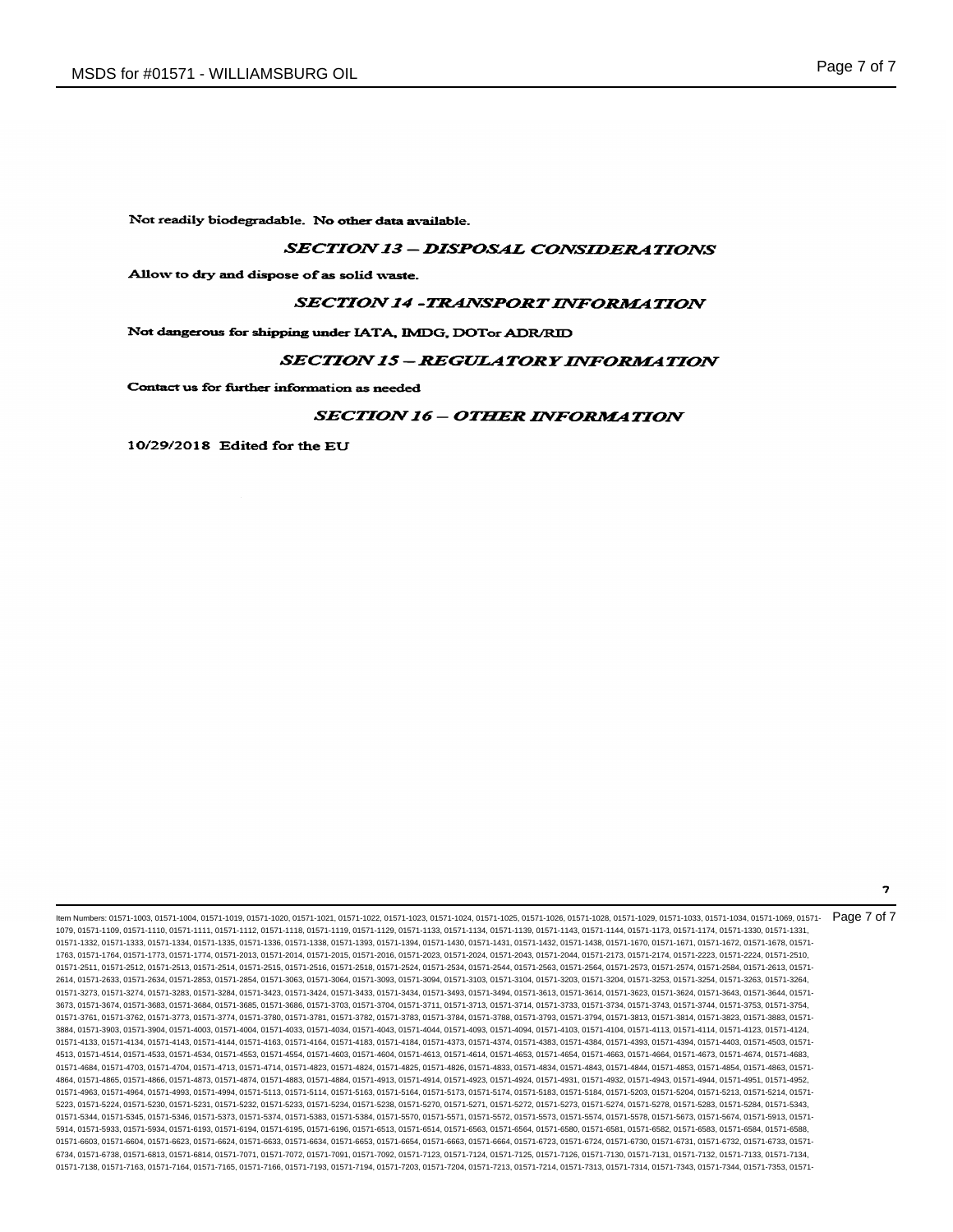Not readily biodegradable. No other data available.

## *SECTION 13 – DISPOSAL CONSIDERATIONS*

Allow to dry and dispose of as solid waste.

## *SECTION 14 -TRANSPORT INFORMATION*

Not dangerous for shipping under IATA, IMDG, DOTor ADR/RID

## *SECTION 15 – REGULATORY INFORMATION*

Contact us for further information as needed

## *SECTION 16 – OTHER INFORMATION*

10/29/2018 Edited for the EU

Item Numbers: 01571-1003, 01571-1004, 01571-1019, 01571-1020, 01571-1021, 01571-1022, 01571-1023, 01571-1024, 01571-1025, 01571-1026, 01571-1028, 01571-1029, 01571-1033, 01571-1034, 01571-1069, 01571-1079, 01571-1109, 01571-1110, 01571-1111, 01571-1112, 01571-1118, 01571-1119, 01571-1129, 01571-1133, 01571-1134, 01571-1139, 01571-1143, 01571-1144, 01571-1173, 01571-1174, 01571-1330, 01571-1331, 01571-1332, 01571-1333, 01571-1334, 01571-1335, 01571-1336, 01571-1338, 01571-1393, 01571-1394, 01571-1430, 01571-1431, 01571-1432, 01571-1438, 01571-1670, 01571-1671, 01571-1672, 01571-1678, 01571-1763, 01571-1764, 01571-1773, 01571-1774, 01571-2013, 01571-2014, 01571-2015, 01571-2016, 01571-2023, 01571-2024, 01571-2043, 01571-2044, 01571-2173, 01571-2174, 01571-2223, 01571-2224, 01571-2510, 01571-2511, 01571-2512, 01571-2513, 01571-2514, 01571-2515, 01571-2516, 01571-2518, 01571-2524, 01571-2534, 01571-2544, 01571-2563, 01571-2564, 01571-2573, 01571-2574, 01571-2584, 01571-2613, 01571-2614, 01571-2633, 01571-2634, 01571-2853, 01571-2854, 01571-3063, 01571-3064, 01571-3093, 01571-3094, 01571-3103, 01571-3104, 01571-3203, 01571-3204, 01571-3253, 01571-3254, 01571-3263, 01571-3264, 01571-3273, 01571-3274, 01571-3283, 01571-3284, 01571-3423, 01571-3424, 01571-3433, 01571-3434, 01571-3493, 01571-3494, 01571-3613, 01571-3614, 01571-3623, 01571-3624, 01571-3643, 01571-3644, 01571-3673, 01571-3674, 01571-3683, 01571-3684, 01571-3685, 01571-3686, 01571-3703, 01571-3704, 01571-3711, 01571-3713, 01571-3714, 01571-3733, 01571-3734, 01571-3743, 01571-3744, 01571-3753, 01571-3754, 01571-3761, 01571-3762, 01571-3773, 01571-3774, 01571-3780, 01571-3781, 01571-3782, 01571-3783, 01571-3784, 01571-3788, 01571-3793, 01571-3794, 01571-3813, 01571-3814, 01571-3823, 01571-3883, 01571-3884, 01571-3903, 01571-3904, 01571-4003, 01571-4004, 01571-4033, 01571-4034, 01571-4043, 01571-4044, 01571-4093, 01571-4094, 01571-4103, 01571-4104, 01571-4113, 01571-4114, 01571-4123, 01571-4124, 01571-4133, 01571-4134, 01571-4143, 01571-4144, 01571-4163, 01571-4164, 01571-4183, 01571-4184, 01571-4373, 01571-4374, 01571-4383, 01571-4384, 01571-4393, 01571-4394, 01571-4403, 01571-4503, 01571-4513, 01571-4514, 01571-4533, 01571-4534, 01571-4553, 01571-4554, 01571-4603, 01571-4604, 01571-4613, 01571-4614, 01571-4653, 01571-4654, 01571-4663, 01571-4664, 01571-4673, 01571-4674, 01571-4683, 01571-4684, 01571-4703, 01571-4704, 01571-4713, 01571-4714, 01571-4823, 01571-4824, 01571-4825, 01571-4826, 01571-4833, 01571-4834, 01571-4843, 01571-4844, 01571-4853, 01571-4854, 01571-4863, 01571-4864, 01571-4865, 01571-4866, 01571-4873, 01571-4874, 01571-4883, 01571-4884, 01571-4913, 01571-4914, 01571-4923, 01571-4924, 01571-4931, 01571-4932, 01571-4943, 01571-4944, 01571-4951, 01571-4952, 01571-4963, 01571-4964, 01571-4993, 01571-4994, 01571-5113, 01571-5114, 01571-5163, 01571-5164, 01571-5173, 01571-5174, 01571-5183, 01571-5184, 01571-5203, 01571-5204, 01571-5213, 01571-5214, 01571-5223, 01571-5224, 01571-5230, 01571-5231, 01571-5232, 01571-5233, 01571-5234, 01571-5238, 01571-5270, 01571-5271, 01571-5272, 01571-5273, 01571-5274, 01571-5278, 01571-5283, 01571-5284, 01571-5343, 01571-5344, 01571-5345, 01571-5346, 01571-5373, 01571-5374, 01571-5383, 01571-5384, 01571-5570, 01571-5571, 01571-5572, 01571-5573, 01571-5574, 01571-5578, 01571-5673, 01571-5674, 01571-5913, 01571-5914, 01571-5933, 01571-5934, 01571-6193, 01571-6194, 01571-6195, 01571-6196, 01571-6513, 01571-6514, 01571-6563, 01571-6564, 01571-6580, 01571-6581, 01571-6582, 01571-6583, 01571-6584, 01571-6588, 01571-6603, 01571-6604, 01571-6623, 01571-6624, 01571-6633, 01571-6634, 01571-6653, 01571-6654, 01571-6663, 01571-6664, 01571-6723, 01571-6724, 01571-6730, 01571-6731, 01571-6732, 01571-6733, 01571-6734, 01571-6738, 01571-6813, 01571-6814, 01571-7071, 01571-7072, 01571-7091, 01571-7092, 01571-7123, 01571-7124, 01571-7125, 01571-7126, 01571-7130, 01571-7131, 01571-7132, 01571-7133, 01571-7134, 01571-7138, 01571-7163, 01571-7164, 01571-7165, 01571-7166, 01571-7193, 01571-7194, 01571-7203, 01571-7204, 01571-7213, 01571-7214, 01571-7313, 01571-7314, 01571-7343, 01571-7344, 01571-7353, 01571-